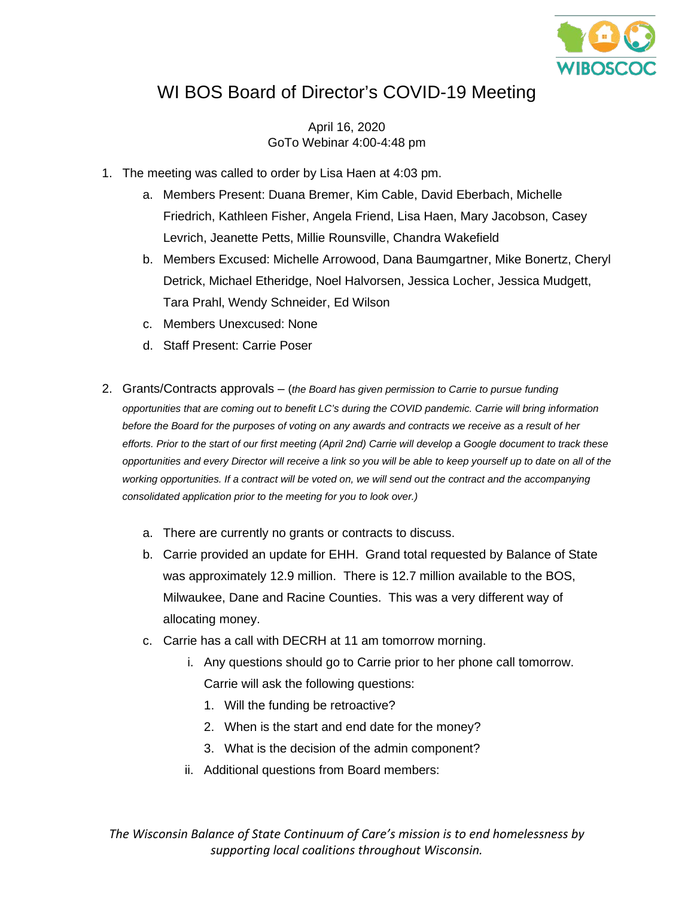# WI BOS Board of Director's COVID-19 Meeting

April 16, 2020
GoTo Webinar 4:00-4:48 pm

1. The meeting was called to order by Lisa Haen at 4:03 pm.
   a. Members Present: Duana Bremer, Kim Cable, David Eberbach, Michelle Friedrich, Kathleen Fisher, Angela Friend, Lisa Haen, Mary Jacobson, Casey Levrich, Jeanette Petts, Millie Rounsville, Chandra Wakefield
   b. Members Excused: Michelle Arrowood, Dana Baumgartner, Mike Bonertz, Cheryl Detrick, Michael Etheridge, Noel Halvorsen, Jessica Locher, Jessica Mudgett, Tara Prahl, Wendy Schneider, Ed Wilson
   c. Members Unexcused: None
   d. Staff Present: Carrie Poser

2. Grants/Contracts approvals – (*the Board has given permission to Carrie to pursue funding opportunities that are coming out to benefit LC's during the COVID pandemic. Carrie will bring information before the Board for the purposes of voting on any awards and contracts we receive as a result of her efforts. Prior to the start of our first meeting (April 2nd) Carrie will develop a Google document to track these opportunities and every Director will receive a link so you will be able to keep yourself up to date on all of the working opportunities. If a contract will be voted on, we will send out the contract and the accompanying consolidated application prior to the meeting for you to look over.)*
   a. There are currently no grants or contracts to discuss.
   b. Carrie provided an update for EHH. Grand total requested by Balance of State was approximately 12.9 million. There is 12.7 million available to the BOS, Milwaukee, Dane and Racine Counties. This was a very different way of allocating money.
   c. Carrie has a call with DECRH at 11 am tomorrow morning.
      i. Any questions should go to Carrie prior to her phone call tomorrow. Carrie will ask the following questions:
         1. Will the funding be retroactive?
         2. When is the start and end date for the money?
         3. What is the decision of the admin component?
      ii. Additional questions from Board members:

*The Wisconsin Balance of State Continuum of Care's mission is to end homelessness by supporting local coalitions throughout Wisconsin.*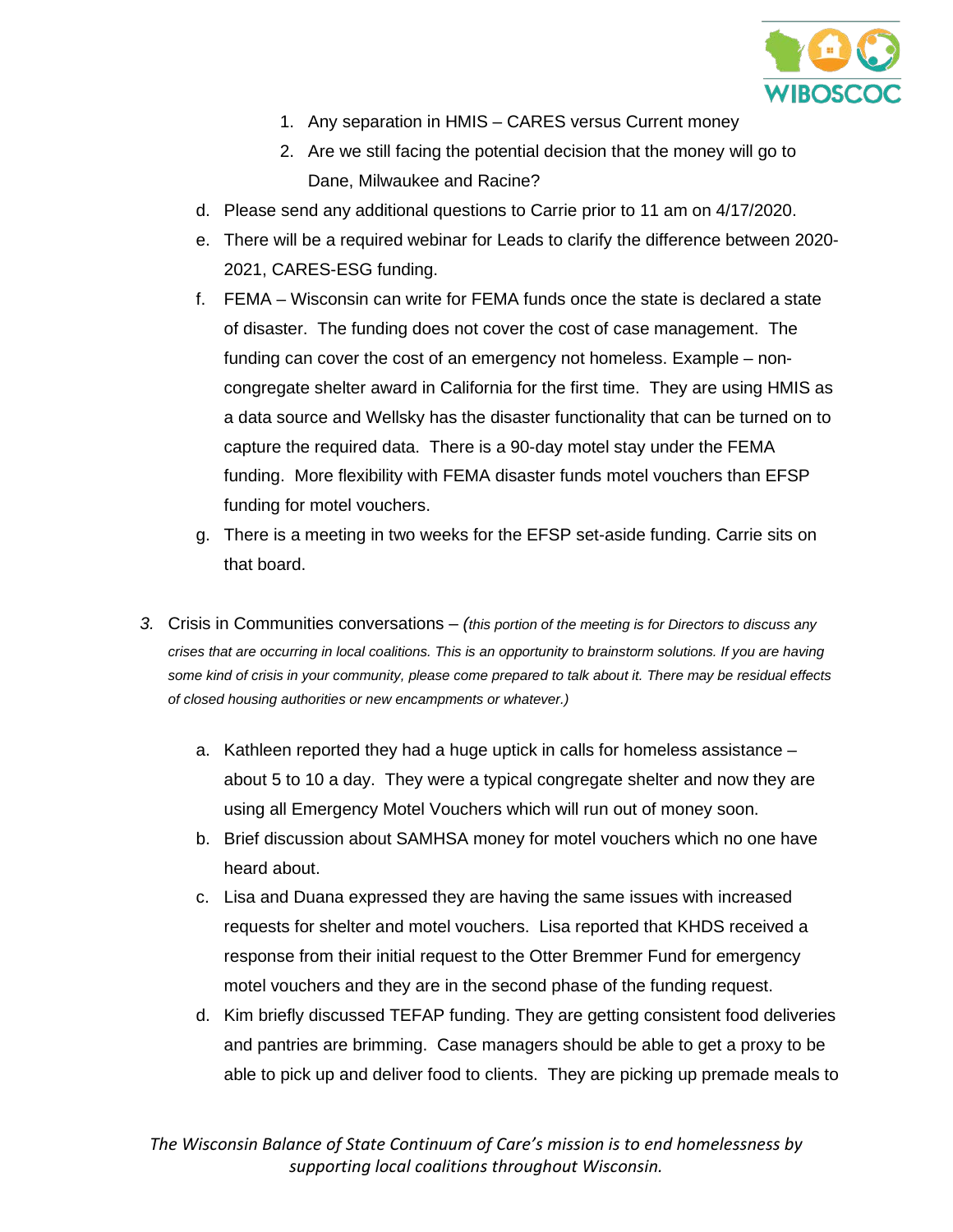1. Any separation in HMIS – CARES versus Current money
2. Are we still facing the potential decision that the money will go to Dane, Milwaukee and Racine?

d. Please send any additional questions to Carrie prior to 11 am on 4/17/2020.

e. There will be a required webinar for Leads to clarify the difference between 2020-2021, CARES-ESG funding.

f. FEMA – Wisconsin can write for FEMA funds once the state is declared a state of disaster. The funding does not cover the cost of case management. The funding can cover the cost of an emergency not homeless. Example – non-congregate shelter award in California for the first time. They are using HMIS as a data source and Wellsky has the disaster functionality that can be turned on to capture the required data. There is a 90-day motel stay under the FEMA funding. More flexibility with FEMA disaster funds motel vouchers than EFSP funding for motel vouchers.

g. There is a meeting in two weeks for the EFSP set-aside funding. Carrie sits on that board.

3. Crisis in Communities conversations – *(this portion of the meeting is for Directors to discuss any crises that are occurring in local coalitions. This is an opportunity to brainstorm solutions. If you are having some kind of crisis in your community, please come prepared to talk about it. There may be residual effects of closed housing authorities or new encampments or whatever.)*

   a. Kathleen reported they had a huge uptick in calls for homeless assistance – about 5 to 10 a day. They were a typical congregate shelter and now they are using all Emergency Motel Vouchers which will run out of money soon.

   b. Brief discussion about SAMHSA money for motel vouchers which no one have heard about.

   c. Lisa and Duana expressed they are having the same issues with increased requests for shelter and motel vouchers. Lisa reported that KHDS received a response from their initial request to the Otter Bremmer Fund for emergency motel vouchers and they are in the second phase of the funding request.

   d. Kim briefly discussed TEFAP funding. They are getting consistent food deliveries and pantries are brimming. Case managers should be able to get a proxy to be able to pick up and deliver food to clients. They are picking up premade meals to

*The Wisconsin Balance of State Continuum of Care's mission is to end homelessness by supporting local coalitions throughout Wisconsin.*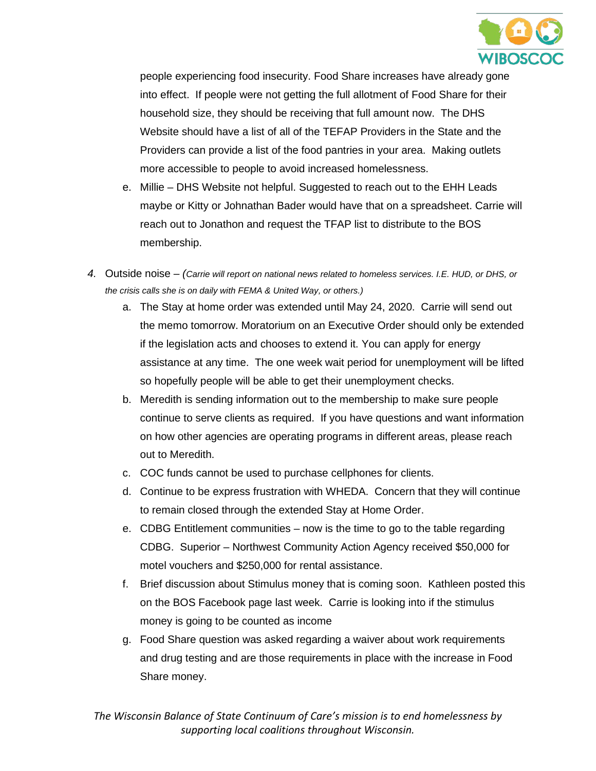people experiencing food insecurity. Food Share increases have already gone into effect. If people were not getting the full allotment of Food Share for their household size, they should be receiving that full amount now. The DHS Website should have a list of all of the TEFAP Providers in the State and the Providers can provide a list of the food pantries in your area. Making outlets more accessible to people to avoid increased homelessness.

e. Millie – DHS Website not helpful. Suggested to reach out to the EHH Leads maybe or Kitty or Johnathan Bader would have that on a spreadsheet. Carrie will reach out to Jonathon and request the TFAP list to distribute to the BOS membership.

4. Outside noise – *(Carrie will report on national news related to homeless services. I.E. HUD, or DHS, or the crisis calls she is on daily with FEMA & United Way, or others.)*
   a. The Stay at home order was extended until May 24, 2020. Carrie will send out the memo tomorrow. Moratorium on an Executive Order should only be extended if the legislation acts and chooses to extend it. You can apply for energy assistance at any time. The one week wait period for unemployment will be lifted so hopefully people will be able to get their unemployment checks.
   b. Meredith is sending information out to the membership to make sure people continue to serve clients as required. If you have questions and want information on how other agencies are operating programs in different areas, please reach out to Meredith.
   c. COC funds cannot be used to purchase cellphones for clients.
   d. Continue to be express frustration with WHEDA. Concern that they will continue to remain closed through the extended Stay at Home Order.
   e. CDBG Entitlement communities – now is the time to go to the table regarding CDBG. Superior – Northwest Community Action Agency received $50,000 for motel vouchers and $250,000 for rental assistance.
   f. Brief discussion about Stimulus money that is coming soon. Kathleen posted this on the BOS Facebook page last week. Carrie is looking into if the stimulus money is going to be counted as income
   g. Food Share question was asked regarding a waiver about work requirements and drug testing and are those requirements in place with the increase in Food Share money.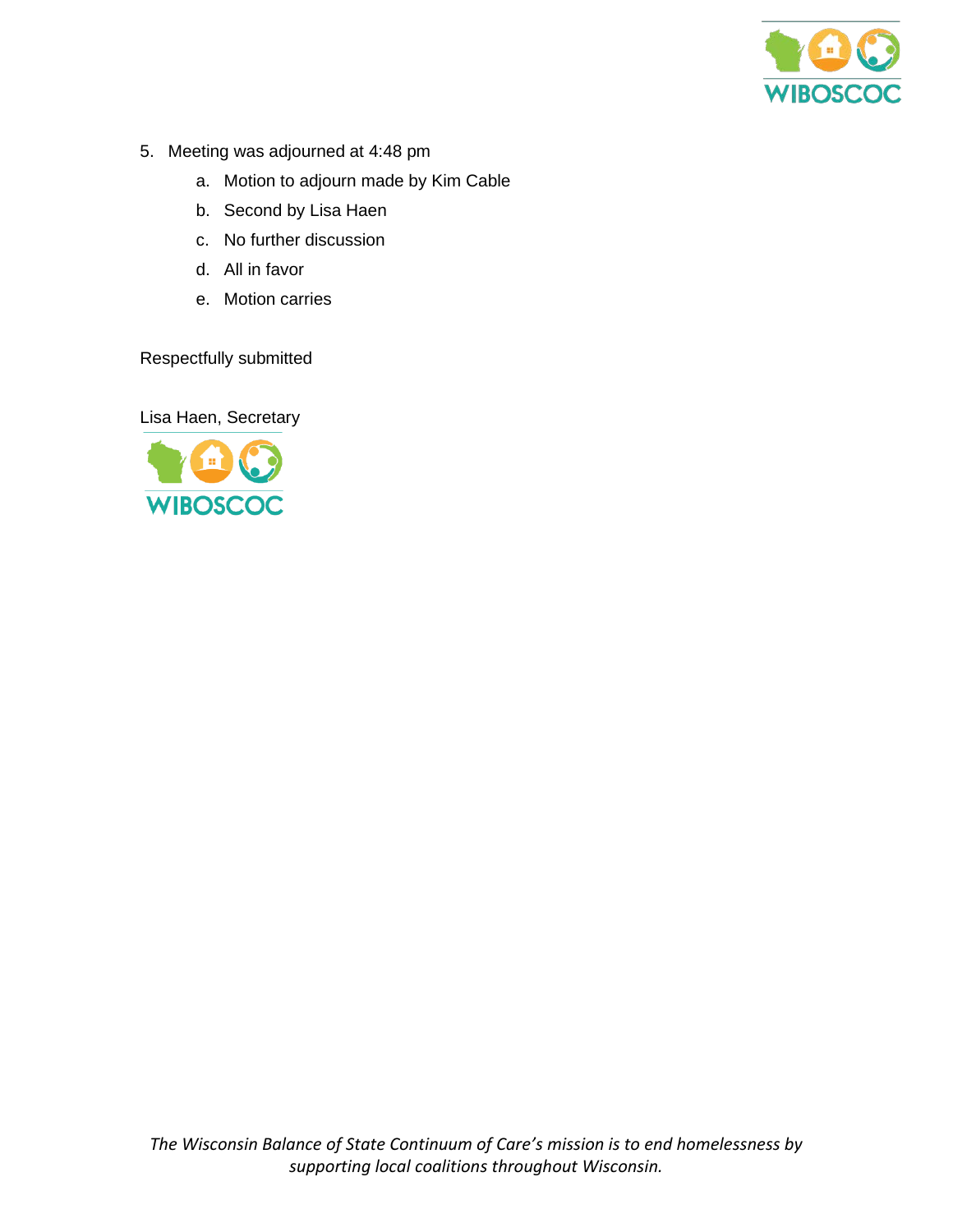5. Meeting was adjourned at 4:48 pm
    a. Motion to adjourn made by Kim Cable
    b. Second by Lisa Haen
    c. No further discussion
    d. All in favor
    e. Motion carries

Respectfully submitted

Lisa Haen, Secretary

*The Wisconsin Balance of State Continuum of Care's mission is to end homelessness by supporting local coalitions throughout Wisconsin.*